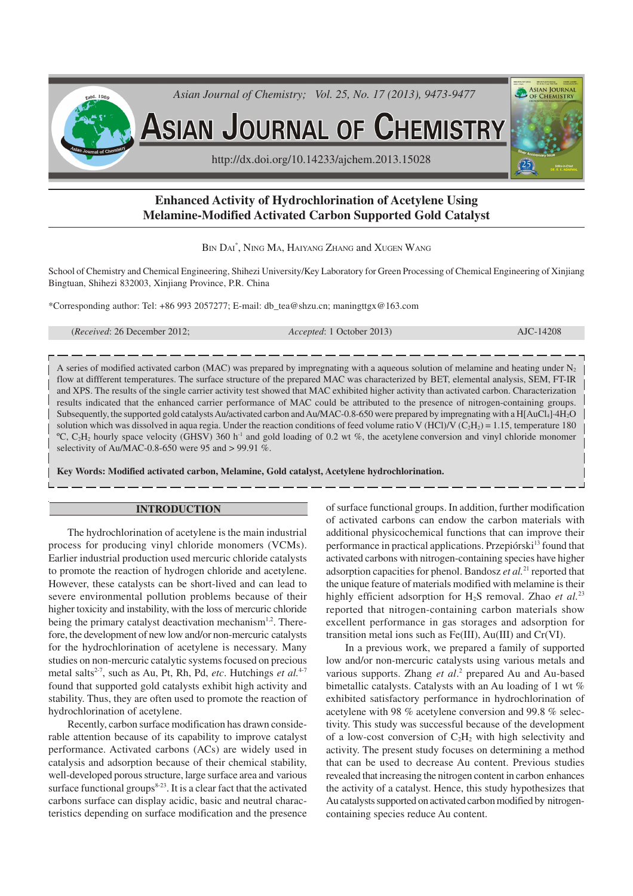# Enhanced Activity of Hydrochlorination of Acetylene Using Melamine-Modified Activated Carbon Supported Gold Catalyst

Bin Dai*, Ning Ma, Haiyang Zhang and Xugen Wang

School of Chemistry and Chemical Engineering, Shihezi University/Key Laboratory for Green Processing of Chemical Engineering of Xinjiang Bingtuan, Shihezi 832003, Xinjiang Province, P.R. China

*Corresponding author: Tel: +86 993 2057277; E-mail: db_tea@shzu.cn; maningttgx@163.com

(*Received*: 26 December 2012; *Accepted*: 1 October 2013) AJC-14208

A series of modified activated carbon (MAC) was prepared by impregnating with a aqueous solution of melamine and heating under $N_2$ flow at diffferent temperatures. The surface structure of the prepared MAC was characterized by BET, elemental analysis, SEM, FT-IR and XPS. The results of the single carrier activity test showed that MAC exhibited higher activity than activated carbon. Characterization results indicated that the enhanced carrier performance of MAC could be attributed to the presence of nitrogen-containing groups. Subsequently, the supported gold catalysts Au/activated carbon and Au/MAC-0.8-650 were prepared by impregnating with a $H[AuCl_4]·4H_2O$ solution which was dissolved in aqua regia. Under the reaction conditions of feed volume ratio V (HCl)/V ($C_2H_2$) = 1.15, temperature 180 ºC, $C_2H_2$ hourly space velocity (GHSV) 360 $h^{-1}$ and gold loading of 0.2 wt %, the acetylene conversion and vinyl chloride monomer selectivity of Au/MAC-0.8-650 were 95 and > 99.91 %.

**Key Words: Modified activated carbon, Melamine, Gold catalyst, Acetylene hydrochlorination.**

## INTRODUCTION

The hydrochlorination of acetylene is the main industrial process for producing vinyl chloride monomers (VCMs). Earlier industrial production used mercuric chloride catalysts to promote the reaction of hydrogen chloride and acetylene. However, these catalysts can be short-lived and can lead to severe environmental pollution problems because of their higher toxicity and instability, with the loss of mercuric chloride being the primary catalyst deactivation mechanism[1,2]. Therefore, the development of new low and/or non-mercuric catalysts for the hydrochlorination of acetylene is necessary. Many studies on non-mercuric catalytic systems focused on precious metal salts[2-7], such as Au, Pt, Rh, Pd, *etc*. Hutchings *et al.*[4-7] found that supported gold catalysts exhibit high activity and stability. Thus, they are often used to promote the reaction of hydrochlorination of acetylene.

Recently, carbon surface modification has drawn considerable attention because of its capability to improve catalyst performance. Activated carbons (ACs) are widely used in catalysis and adsorption because of their chemical stability, well-developed porous structure, large surface area and various surface functional groups[8-23]. It is a clear fact that the activated carbons surface can display acidic, basic and neutral characteristics depending on surface modification and the presence of surface functional groups. In addition, further modification of activated carbons can endow the carbon materials with additional physicochemical functions that can improve their performance in practical applications. Przepiórski[13] found that activated carbons with nitrogen-containing species have higher adsorption capacities for phenol. Bandosz *et al.*[21] reported that the unique feature of materials modified with melamine is their highly efficient adsorption for $H_2S$ removal. Zhao *et al.*[23] reported that nitrogen-containing carbon materials show excellent performance in gas storages and adsorption for transition metal ions such as Fe(III), Au(III) and Cr(VI).

In a previous work, we prepared a family of supported low and/or non-mercuric catalysts using various metals and various supports. Zhang *et al.*[2] prepared Au and Au-based bimetallic catalysts. Catalysts with an Au loading of 1 wt % exhibited satisfactory performance in hydrochlorination of acetylene with 98 % acetylene conversion and 99.8 % selectivity. This study was successful because of the development of a low-cost conversion of $C_2H_2$ with high selectivity and activity. The present study focuses on determining a method that can be used to decrease Au content. Previous studies revealed that increasing the nitrogen content in carbon enhances the activity of a catalyst. Hence, this study hypothesizes that Au catalysts supported on activated carbon modified by nitrogen-containing species reduce Au content.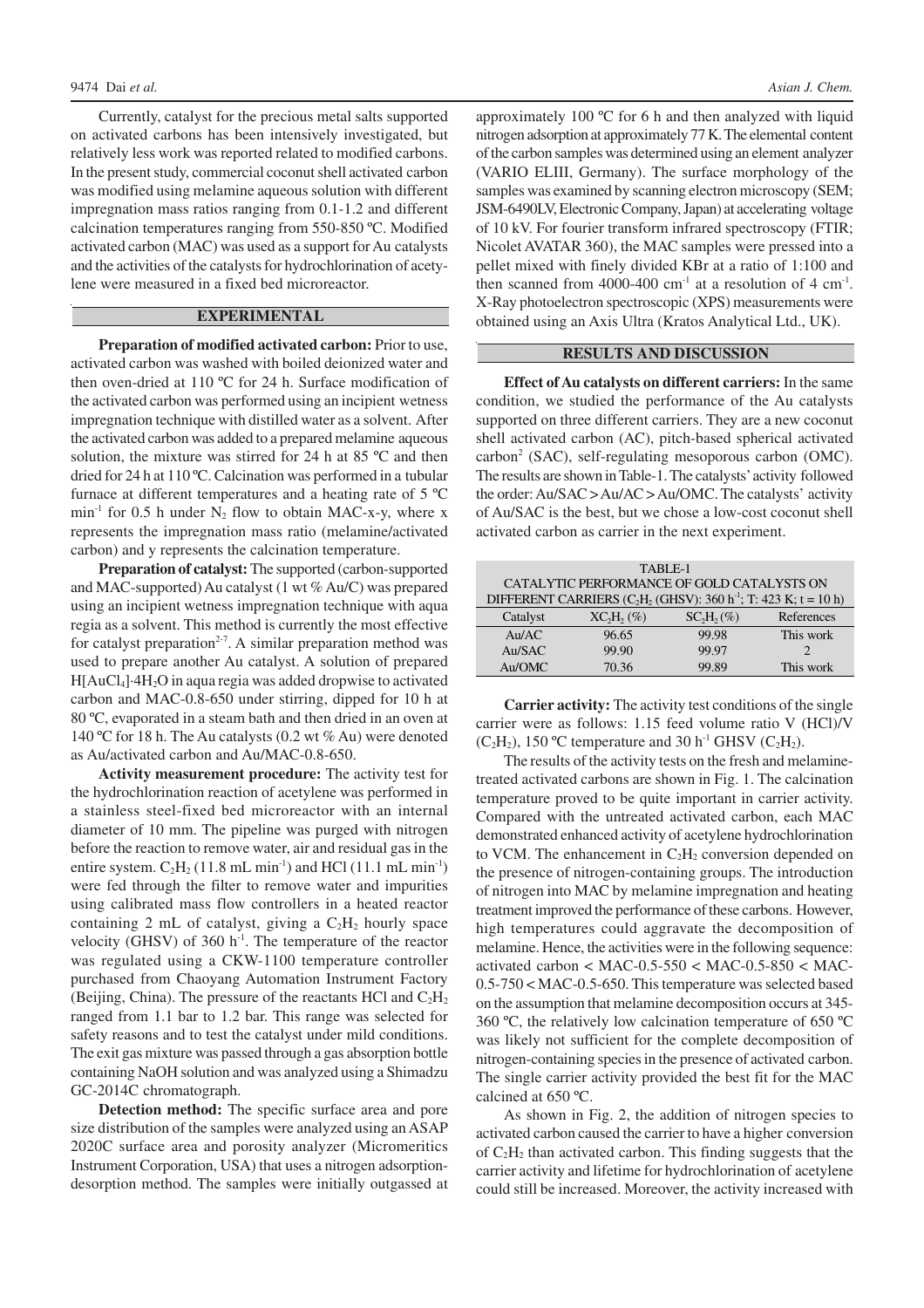Currently, catalyst for the precious metal salts supported on activated carbons has been intensively investigated, but relatively less work was reported related to modified carbons. In the present study, commercial coconut shell activated carbon was modified using melamine aqueous solution with different impregnation mass ratios ranging from 0.1-1.2 and different calcination temperatures ranging from 550-850 ºC. Modified activated carbon (MAC) was used as a support for Au catalysts and the activities of the catalysts for hydrochlorination of acetylene were measured in a fixed bed microreactor.

## EXPERIMENTAL

**Preparation of modified activated carbon:** Prior to use, activated carbon was washed with boiled deionized water and then oven-dried at 110 ºC for 24 h. Surface modification of the activated carbon was performed using an incipient wetness impregnation technique with distilled water as a solvent. After the activated carbon was added to a prepared melamine aqueous solution, the mixture was stirred for 24 h at 85 ºC and then dried for 24 h at 110 ºC. Calcination was performed in a tubular furnace at different temperatures and a heating rate of 5 ºC $min^{-1}$ for 0.5 h under $N_2$ flow to obtain MAC-x-y, where x represents the impregnation mass ratio (melamine/activated carbon) and y represents the calcination temperature.

**Preparation of catalyst:** The supported (carbon-supported and MAC-supported) Au catalyst (1 wt % Au/C) was prepared using an incipient wetness impregnation technique with aqua regia as a solvent. This method is currently the most effective for catalyst preparation[2-7]. A similar preparation method was used to prepare another Au catalyst. A solution of prepared $H[AuCl_4]{\cdot}4H_2O$ in aqua regia was added dropwise to activated carbon and MAC-0.8-650 under stirring, dipped for 10 h at 80 ºC, evaporated in a steam bath and then dried in an oven at 140 ºC for 18 h. The Au catalysts (0.2 wt % Au) were denoted as Au/activated carbon and Au/MAC-0.8-650.

**Activity measurement procedure:** The activity test for the hydrochlorination reaction of acetylene was performed in a stainless steel-fixed bed microreactor with an internal diameter of 10 mm. The pipeline was purged with nitrogen before the reaction to remove water, air and residual gas in the entire system. $C_2H_2$ (11.8 mL $min^{-1}$) and HCl (11.1 mL $min^{-1}$) were fed through the filter to remove water and impurities using calibrated mass flow controllers in a heated reactor containing 2 mL of catalyst, giving a $C_2H_2$ hourly space velocity (GHSV) of 360 $h^{-1}$. The temperature of the reactor was regulated using a CKW-1100 temperature controller purchased from Chaoyang Automation Instrument Factory (Beijing, China). The pressure of the reactants HCl and $C_2H_2$ ranged from 1.1 bar to 1.2 bar. This range was selected for safety reasons and to test the catalyst under mild conditions. The exit gas mixture was passed through a gas absorption bottle containing NaOH solution and was analyzed using a Shimadzu GC-2014C chromatograph.

**Detection method:** The specific surface area and pore size distribution of the samples were analyzed using an ASAP 2020C surface area and porosity analyzer (Micromeritics Instrument Corporation, USA) that uses a nitrogen adsorption-desorption method. The samples were initially outgassed at approximately 100 ºC for 6 h and then analyzed with liquid nitrogen adsorption at approximately 77 K. The elemental content of the carbon samples was determined using an element analyzer (VARIO ELIII, Germany). The surface morphology of the samples was examined by scanning electron microscopy (SEM; JSM-6490LV, Electronic Company, Japan) at accelerating voltage of 10 kV. For fourier transform infrared spectroscopy (FTIR; Nicolet AVATAR 360), the MAC samples were pressed into a pellet mixed with finely divided KBr at a ratio of 1:100 and then scanned from 4000-400 $cm^{-1}$ at a resolution of 4 $cm^{-1}$. X-Ray photoelectron spectroscopic (XPS) measurements were obtained using an Axis Ultra (Kratos Analytical Ltd., UK).

## RESULTS AND DISCUSSION

**Effect of Au catalysts on different carriers:** In the same condition, we studied the performance of the Au catalysts supported on three different carriers. They are a new coconut shell activated carbon (AC), pitch-based spherical activated carbon[2] (SAC), self-regulating mesoporous carbon (OMC). The results are shown in Table-1. The catalysts' activity followed the order: Au/SAC > Au/AC > Au/OMC. The catalysts' activity of Au/SAC is the best, but we chose a low-cost coconut shell activated carbon as carrier in the next experiment.

TABLE-1
CATALYTIC PERFORMANCE OF GOLD CATALYSTS ON DIFFERENT CARRIERS ($C_2H_2$ (GHSV): 360 $h^{-1}$; T: 423 K; t = 10 h)

| Catalyst | $XC_2H_2$ (%) | $SC_2H_2$ (%) | References |
|---|---|---|---|
| Au/AC | 96.65 | 99.98 | This work |
| Au/SAC | 99.90 | 99.97 | 2 |
| Au/OMC | 70.36 | 99.89 | This work |

**Carrier activity:** The activity test conditions of the single carrier were as follows: 1.15 feed volume ratio V (HCl)/V ($C_2H_2$), 150 ºC temperature and 30 $h^{-1}$ GHSV ($C_2H_2$).

The results of the activity tests on the fresh and melamine-treated activated carbons are shown in Fig. 1. The calcination temperature proved to be quite important in carrier activity. Compared with the untreated activated carbon, each MAC demonstrated enhanced activity of acetylene hydrochlorination to VCM. The enhancement in $C_2H_2$ conversion depended on the presence of nitrogen-containing groups. The introduction of nitrogen into MAC by melamine impregnation and heating treatment improved the performance of these carbons. However, high temperatures could aggravate the decomposition of melamine. Hence, the activities were in the following sequence: activated carbon < MAC-0.5-550 < MAC-0.5-850 < MAC-0.5-750 < MAC-0.5-650. This temperature was selected based on the assumption that melamine decomposition occurs at 345-360 ºC, the relatively low calcination temperature of 650 ºC was likely not sufficient for the complete decomposition of nitrogen-containing species in the presence of activated carbon. The single carrier activity provided the best fit for the MAC calcined at 650 ºC.

As shown in Fig. 2, the addition of nitrogen species to activated carbon caused the carrier to have a higher conversion of $C_2H_2$ than activated carbon. This finding suggests that the carrier activity and lifetime for hydrochlorination of acetylene could still be increased. Moreover, the activity increased with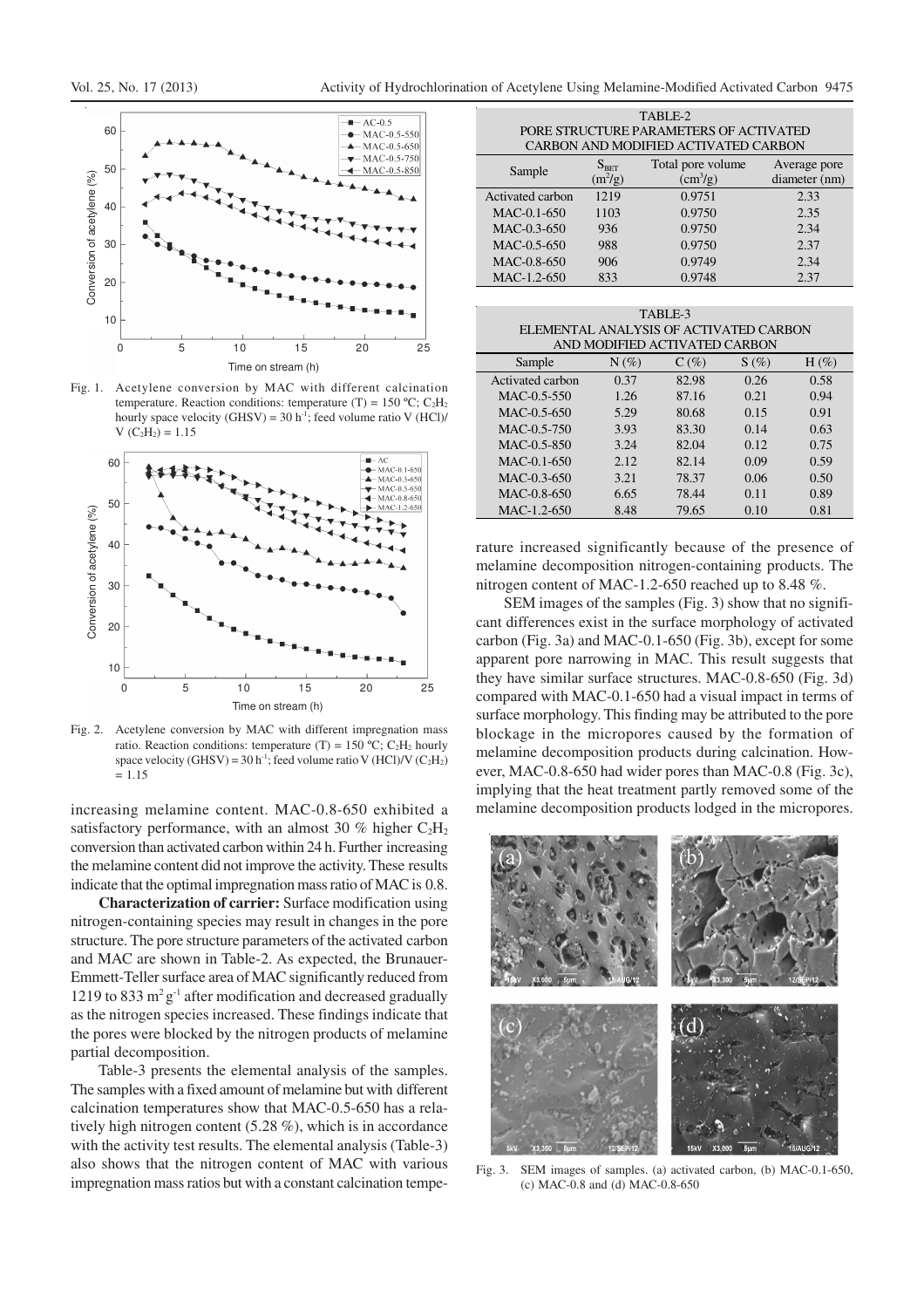Fig. 1. Acetylene conversion by MAC with different calcination temperature. Reaction conditions: temperature (T) = 150 ºC; $C_2H_2$ hourly space velocity (GHSV) = 30 $h^{-1}$; feed volume ratio V (HCl)/ V ($C_2H_2$) = 1.15

Fig. 2. Acetylene conversion by MAC with different impregnation mass ratio. Reaction conditions: temperature (T) = 150 ºC; $C_2H_2$ hourly space velocity (GHSV) = 30 $h^{-1}$; feed volume ratio V (HCl)/V ($C_2H_2$) = 1.15

increasing melamine content. MAC-0.8-650 exhibited a satisfactory performance, with an almost 30 % higher $C_2H_2$ conversion than activated carbon within 24 h. Further increasing the melamine content did not improve the activity. These results indicate that the optimal impregnation mass ratio of MAC is 0.8.

**Characterization of carrier:** Surface modification using nitrogen-containing species may result in changes in the pore structure. The pore structure parameters of the activated carbon and MAC are shown in Table-2. As expected, the Brunauer-Emmett-Teller surface area of MAC significantly reduced from 1219 to 833 $m^2 g^{-1}$ after modification and decreased gradually as the nitrogen species increased. These findings indicate that the pores were blocked by the nitrogen products of melamine partial decomposition.

Table-3 presents the elemental analysis of the samples. The samples with a fixed amount of melamine but with different calcination temperatures show that MAC-0.5-650 has a relatively high nitrogen content (5.28 %), which is in accordance with the activity test results. The elemental analysis (Table-3) also shows that the nitrogen content of MAC with various impregnation mass ratios but with a constant calcination temperature increased significantly because of the presence of melamine decomposition nitrogen-containing products. The nitrogen content of MAC-1.2-650 reached up to 8.48 %.

TABLE-2
PORE STRUCTURE PARAMETERS OF ACTIVATED CARBON AND MODIFIED ACTIVATED CARBON

| Sample | $S_{BET}$ ($m^2/g$) | Total pore volume ($cm^3/g$) | Average pore diameter (nm) |
|---|---|---|---|
| Activated carbon | 1219 | 0.9751 | 2.33 |
| MAC-0.1-650 | 1103 | 0.9750 | 2.35 |
| MAC-0.3-650 | 936 | 0.9750 | 2.34 |
| MAC-0.5-650 | 988 | 0.9750 | 2.37 |
| MAC-0.8-650 | 906 | 0.9749 | 2.34 |
| MAC-1.2-650 | 833 | 0.9748 | 2.37 |

TABLE-3
ELEMENTAL ANALYSIS OF ACTIVATED CARBON AND MODIFIED ACTIVATED CARBON

| Sample | N (%) | C (%) | S (%) | H (%) |
|---|---|---|---|---|
| Activated carbon | 0.37 | 82.98 | 0.26 | 0.58 |
| MAC-0.5-550 | 1.26 | 87.16 | 0.21 | 0.94 |
| MAC-0.5-650 | 5.29 | 80.68 | 0.15 | 0.91 |
| MAC-0.5-750 | 3.93 | 83.30 | 0.14 | 0.63 |
| MAC-0.5-850 | 3.24 | 82.04 | 0.12 | 0.75 |
| MAC-0.1-650 | 2.12 | 82.14 | 0.09 | 0.59 |
| MAC-0.3-650 | 3.21 | 78.37 | 0.06 | 0.50 |
| MAC-0.8-650 | 6.65 | 78.44 | 0.11 | 0.89 |
| MAC-1.2-650 | 8.48 | 79.65 | 0.10 | 0.81 |

SEM images of the samples (Fig. 3) show that no significant differences exist in the surface morphology of activated carbon (Fig. 3a) and MAC-0.1-650 (Fig. 3b), except for some apparent pore narrowing in MAC. This result suggests that they have similar surface structures. MAC-0.8-650 (Fig. 3d) compared with MAC-0.1-650 had a visual impact in terms of surface morphology. This finding may be attributed to the pore blockage in the micropores caused by the formation of melamine decomposition products during calcination. However, MAC-0.8-650 had wider pores than MAC-0.8 (Fig. 3c), implying that the heat treatment partly removed some of the melamine decomposition products lodged in the micropores.

Fig. 3. SEM images of samples. (a) activated carbon, (b) MAC-0.1-650, (c) MAC-0.8 and (d) MAC-0.8-650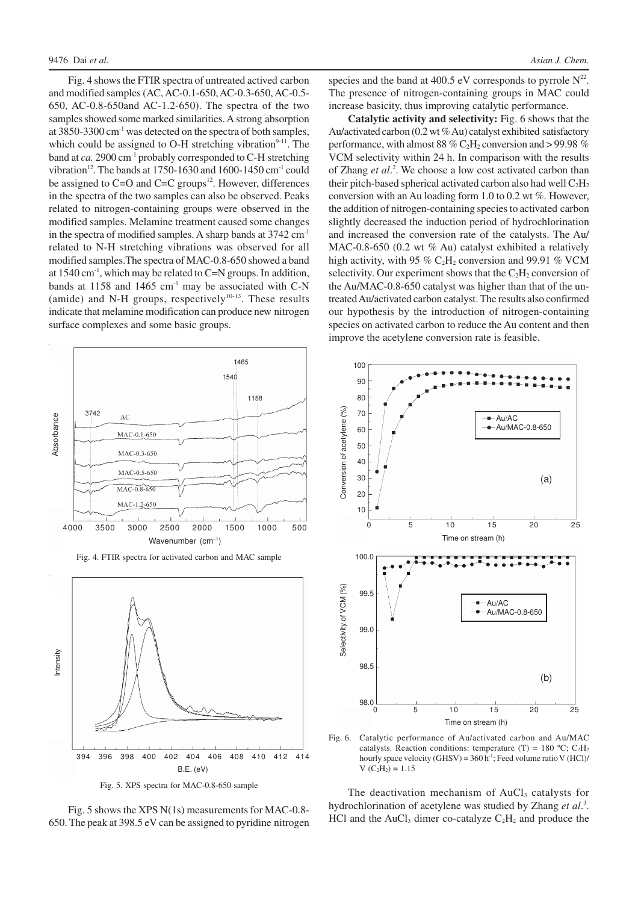Fig. 4 shows the FTIR spectra of untreated actived carbon and modified samples (AC, AC-0.1-650, AC-0.3-650, AC-0.5-650, AC-0.8-650and AC-1.2-650). The spectra of the two samples showed some marked similarities. A strong absorption at 3850-3300 $cm^{-1}$ was detected on the spectra of both samples, which could be assigned to O-H stretching vibration[9-11]. The band at *ca.* 2900 $cm^{-1}$ probably corresponded to C-H stretching vibration[12]. The bands at 1750-1630 and 1600-1450 $cm^{-1}$ could be assigned to C=O and C=C groups[12]. However, differences in the spectra of the two samples can also be observed. Peaks related to nitrogen-containing groups were observed in the modified samples. Melamine treatment caused some changes in the spectra of modified samples. A sharp bands at 3742 $cm^{-1}$ related to N-H stretching vibrations was observed for all modified samples.The spectra of MAC-0.8-650 showed a band at 1540 $cm^{-1}$, which may be related to C=N groups. In addition, bands at 1158 and 1465 $cm^{-1}$ may be associated with C-N (amide) and N-H groups, respectively[10-13]. These results indicate that melamine modification can produce new nitrogen surface complexes and some basic groups.

Fig. 4. FTIR spectra for activated carbon and MAC sample

Fig. 5. XPS spectra for MAC-0.8-650 sample

Fig. 5 shows the XPS N(1s) measurements for MAC-0.8-650. The peak at 398.5 eV can be assigned to pyridine nitrogen species and the band at 400.5 eV corresponds to pyrrole N[22]. The presence of nitrogen-containing groups in MAC could increase basicity, thus improving catalytic performance.

**Catalytic activity and selectivity:** Fig. 6 shows that the Au/activated carbon (0.2 wt % Au) catalyst exhibited satisfactory performance, with almost 88 % $C_2H_2$ conversion and > 99.98 % VCM selectivity within 24 h. In comparison with the results of Zhang *et al.*[2]. We choose a low cost activated carbon than their pitch-based spherical activated carbon also had well $C_2H_2$ conversion with an Au loading form 1.0 to 0.2 wt %. However, the addition of nitrogen-containing species to activated carbon slightly decreased the induction period of hydrochlorination and increased the conversion rate of the catalysts. The Au/MAC-0.8-650 (0.2 wt % Au) catalyst exhibited a relatively high activity, with 95 % $C_2H_2$ conversion and 99.91 % VCM selectivity. Our experiment shows that the $C_2H_2$ conversion of the Au/MAC-0.8-650 catalyst was higher than that of the untreated Au/activated carbon catalyst. The results also confirmed our hypothesis by the introduction of nitrogen-containing species on activated carbon to reduce the Au content and then improve the acetylene conversion rate is feasible.

Fig. 6. Catalytic performance of Au/activated carbon and Au/MAC catalysts. Reaction conditions: temperature (T) = 180 °C; $C_2H_2$ hourly space velocity (GHSV) = 360 $h^{-1}$; Feed volume ratio V (HCl)/ V ($C_2H_2$) = 1.15

The deactivation mechanism of $AuCl_3$ catalysts for hydrochlorination of acetylene was studied by Zhang *et al.*[3]. HCl and the $AuCl_3$ dimer co-catalyze $C_2H_2$ and produce the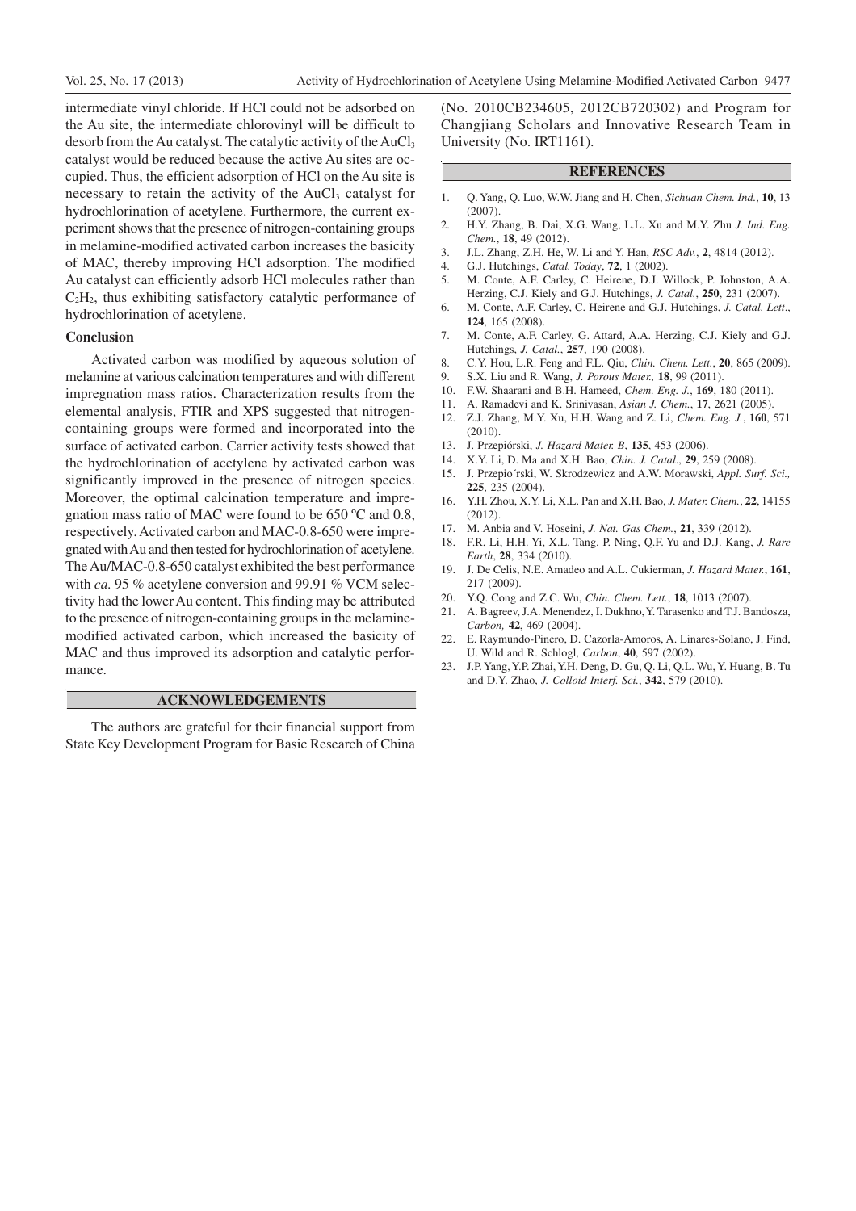intermediate vinyl chloride. If HCl could not be adsorbed on the Au site, the intermediate chlorovinyl will be difficult to desorb from the Au catalyst. The catalytic activity of the $AuCl_3$ catalyst would be reduced because the active Au sites are occupied. Thus, the efficient adsorption of HCl on the Au site is necessary to retain the activity of the $AuCl_3$ catalyst for hydrochlorination of acetylene. Furthermore, the current experiment shows that the presence of nitrogen-containing groups in melamine-modified activated carbon increases the basicity of MAC, thereby improving HCl adsorption. The modified Au catalyst can efficiently adsorb HCl molecules rather than $C_2H_2$, thus exhibiting satisfactory catalytic performance of hydrochlorination of acetylene.

### Conclusion

Activated carbon was modified by aqueous solution of melamine at various calcination temperatures and with different impregnation mass ratios. Characterization results from the elemental analysis, FTIR and XPS suggested that nitrogen-containing groups were formed and incorporated into the surface of activated carbon. Carrier activity tests showed that the hydrochlorination of acetylene by activated carbon was significantly improved in the presence of nitrogen species. Moreover, the optimal calcination temperature and impregnation mass ratio of MAC were found to be 650 ºC and 0.8, respectively. Activated carbon and MAC-0.8-650 were impregnated with Au and then tested for hydrochlorination of acetylene. The Au/MAC-0.8-650 catalyst exhibited the best performance with *ca.* 95 % acetylene conversion and 99.91 % VCM selectivity had the lower Au content. This finding may be attributed to the presence of nitrogen-containing groups in the melamine-modified activated carbon, which increased the basicity of MAC and thus improved its adsorption and catalytic performance.

## ACKNOWLEDGEMENTS

The authors are grateful for their financial support from State Key Development Program for Basic Research of China (No. 2010CB234605, 2012CB720302) and Program for Changjiang Scholars and Innovative Research Team in University (No. IRT1161).

## REFERENCES

1. Q. Yang, Q. Luo, W.W. Jiang and H. Chen, *Sichuan Chem. Ind.*, **10**, 13 (2007).
2. H.Y. Zhang, B. Dai, X.G. Wang, L.L. Xu and M.Y. Zhu *J. Ind. Eng. Chem.*, **18**, 49 (2012).
3. J.L. Zhang, Z.H. He, W. Li and Y. Han, *RSC Adv.*, **2**, 4814 (2012).
4. G.J. Hutchings, *Catal. Today*, **72**, 1 (2002).
5. M. Conte, A.F. Carley, C. Heirene, D.J. Willock, P. Johnston, A.A. Herzing, C.J. Kiely and G.J. Hutchings, *J. Catal.*, **250**, 231 (2007).
6. M. Conte, A.F. Carley, C. Heirene and G.J. Hutchings, *J. Catal. Lett*., **124**, 165 (2008).
7. M. Conte, A.F. Carley, G. Attard, A.A. Herzing, C.J. Kiely and G.J. Hutchings, *J. Catal.*, **257**, 190 (2008).
8. C.Y. Hou, L.R. Feng and F.L. Qiu, *Chin. Chem. Lett.*, **20**, 865 (2009).
9. S.X. Liu and R. Wang, *J. Porous Mater.,* **18**, 99 (2011).
10. F.W. Shaarani and B.H. Hameed, *Chem. Eng. J.*, **169**, 180 (2011).
11. A. Ramadevi and K. Srinivasan, *Asian J. Chem.*, **17**, 2621 (2005).
12. Z.J. Zhang, M.Y. Xu, H.H. Wang and Z. Li, *Chem. Eng. J.*, **160**, 571 (2010).
13. J. Przepiórski, *J. Hazard Mater. B*, **135**, 453 (2006).
14. X.Y. Li, D. Ma and X.H. Bao, *Chin. J. Catal*., **29**, 259 (2008).
15. J. Przepio´rski, W. Skrodzewicz and A.W. Morawski, *Appl. Surf. Sci.,* **225**, 235 (2004).
16. Y.H. Zhou, X.Y. Li, X.L. Pan and X.H. Bao, *J. Mater. Chem.*, **22**, 14155 (2012).
17. M. Anbia and V. Hoseini, *J. Nat. Gas Chem.*, **21**, 339 (2012).
18. F.R. Li, H.H. Yi, X.L. Tang, P. Ning, Q.F. Yu and D.J. Kang, *J. Rare Earth*, **28**, 334 (2010).
19. J. De Celis, N.E. Amadeo and A.L. Cukierman, *J. Hazard Mater.*, **161**, 217 (2009).
20. Y.Q. Cong and Z.C. Wu, *Chin. Chem. Lett.*, **18**, 1013 (2007).
21. A. Bagreev, J.A. Menendez, I. Dukhno, Y. Tarasenko and T.J. Bandosza, *Carbon,* **42**, 469 (2004).
22. E. Raymundo-Pinero, D. Cazorla-Amoros, A. Linares-Solano, J. Find, U. Wild and R. Schlogl, *Carbon*, **40**, 597 (2002).
23. J.P. Yang, Y.P. Zhai, Y.H. Deng, D. Gu, Q. Li, Q.L. Wu, Y. Huang, B. Tu and D.Y. Zhao, *J. Colloid Interf. Sci.*, **342**, 579 (2010).